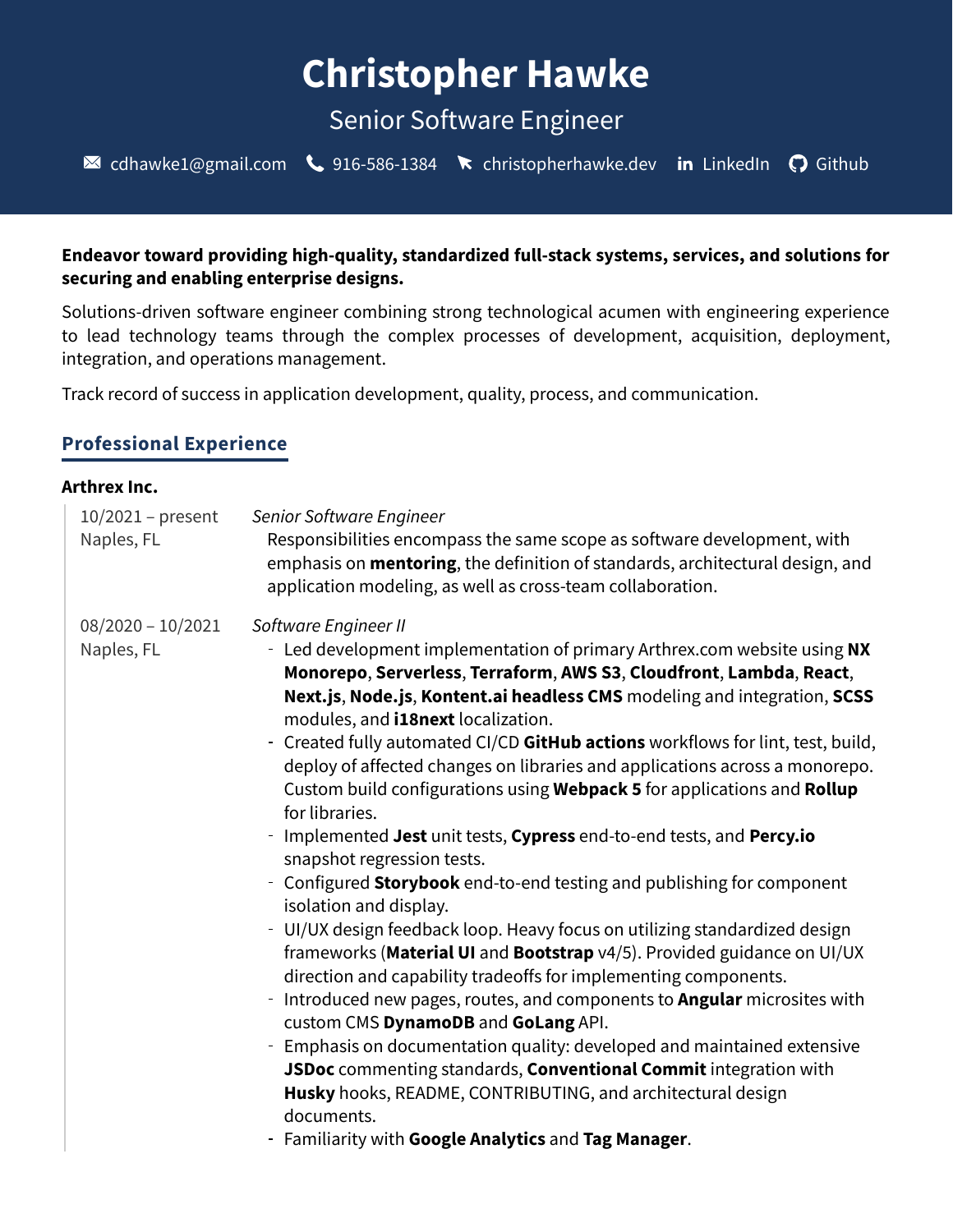# Christopher Hawke

Senior Software Engineer

cdhawke1@gmail.com | 916-586-1384 | christopherhawke.dev | LinkedIn | Github

**Endeavor toward providing high-quality, standardized full-stack systems, services, and solutions for securing and enabling enterprise designs.**

Solutions-driven software engineer combining strong technological acumen with engineering experience to lead technology teams through the complex processes of development, acquisition, deployment, integration, and operations management.

Track record of success in application development, quality, process, and communication.

## Professional Experience

### Arthrex Inc.

10/2021 – present
Naples, FL

*Senior Software Engineer*

Responsibilities encompass the same scope as software development, with emphasis on **mentoring**, the definition of standards, architectural design, and application modeling, as well as cross-team collaboration.

08/2020 – 10/2021
Naples, FL

*Software Engineer II*

- Led development implementation of primary Arthrex.com website using **NX Monorepo**, **Serverless**, **Terraform**, **AWS S3**, **Cloudfront**, **Lambda**, **React**, **Next.js**, **Node.js**, **Kontent.ai headless CMS** modeling and integration, **SCSS** modules, and **i18next** localization.
- Created fully automated CI/CD **GitHub actions** workflows for lint, test, build, deploy of affected changes on libraries and applications across a monorepo. Custom build configurations using **Webpack 5** for applications and **Rollup** for libraries.
- Implemented **Jest** unit tests, **Cypress** end-to-end tests, and **Percy.io** snapshot regression tests.
- Configured **Storybook** end-to-end testing and publishing for component isolation and display.
- UI/UX design feedback loop. Heavy focus on utilizing standardized design frameworks (**Material UI** and **Bootstrap** v4/5). Provided guidance on UI/UX direction and capability tradeoffs for implementing components.
- Introduced new pages, routes, and components to **Angular** microsites with custom CMS **DynamoDB** and **GoLang** API.
- Emphasis on documentation quality: developed and maintained extensive **JSDoc** commenting standards, **Conventional Commit** integration with **Husky** hooks, README, CONTRIBUTING, and architectural design documents.
- Familiarity with **Google Analytics** and **Tag Manager**.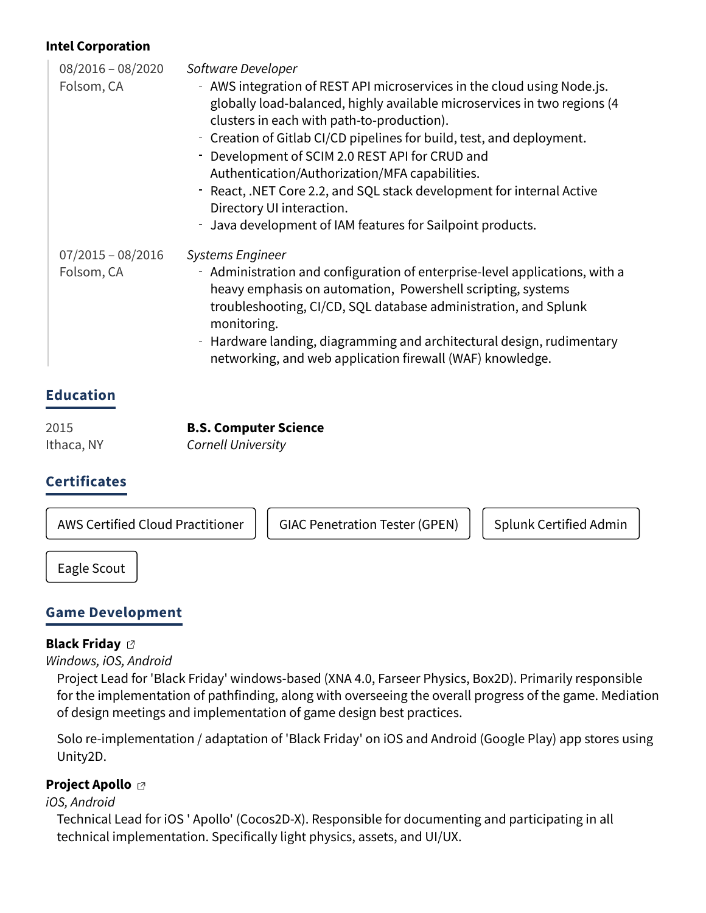**Intel Corporation**

08/2016 – 08/2020
Folsom, CA

*Software Developer*

- AWS integration of REST API microservices in the cloud using Node.js. globally load-balanced, highly available microservices in two regions (4 clusters in each with path-to-production).
- Creation of Gitlab CI/CD pipelines for build, test, and deployment.
- Development of SCIM 2.0 REST API for CRUD and Authentication/Authorization/MFA capabilities.
- React, .NET Core 2.2, and SQL stack development for internal Active Directory UI interaction.
- Java development of IAM features for Sailpoint products.

07/2015 – 08/2016
Folsom, CA

*Systems Engineer*

- Administration and configuration of enterprise-level applications, with a heavy emphasis on automation, Powershell scripting, systems troubleshooting, CI/CD, SQL database administration, and Splunk monitoring.
- Hardware landing, diagramming and architectural design, rudimentary networking, and web application firewall (WAF) knowledge.

## Education

2015
Ithaca, NY

**B.S. Computer Science**
*Cornell University*

## Certificates

- AWS Certified Cloud Practitioner
- GIAC Penetration Tester (GPEN)
- Splunk Certified Admin
- Eagle Scout

## Game Development

**Black Friday**
*Windows, iOS, Android*

Project Lead for 'Black Friday' windows-based (XNA 4.0, Farseer Physics, Box2D). Primarily responsible for the implementation of pathfinding, along with overseeing the overall progress of the game. Mediation of design meetings and implementation of game design best practices.

Solo re-implementation / adaptation of 'Black Friday' on iOS and Android (Google Play) app stores using Unity2D.

**Project Apollo**
*iOS, Android*

Technical Lead for iOS ' Apollo' (Cocos2D-X). Responsible for documenting and participating in all technical implementation. Specifically light physics, assets, and UI/UX.